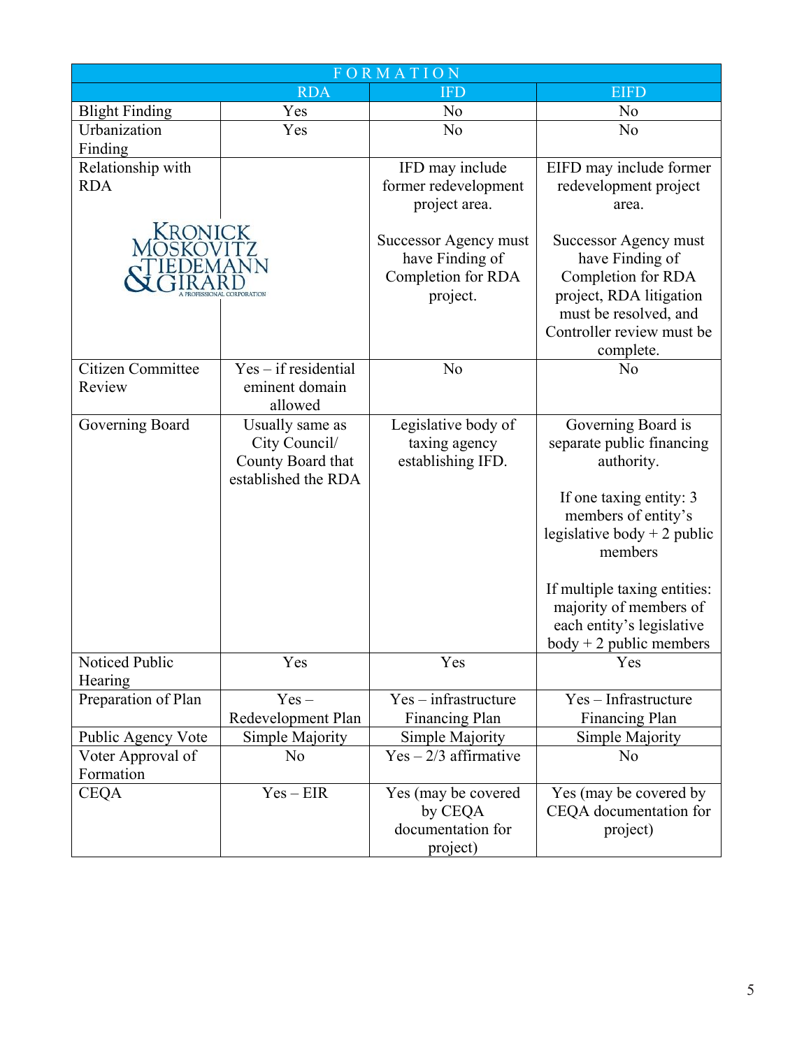| FORMATION | | | |
|---|---|---|---|
| | RDA | IFD | EIFD |
| Blight Finding | Yes | No | No |
| Urbanization Finding | Yes | No | No |
| Relationship with RDA | | IFD may include former redevelopment project area.<br><br>Successor Agency must have Finding of Completion for RDA project. | EIFD may include former redevelopment project area.<br><br>Successor Agency must have Finding of Completion for RDA project, RDA litigation must be resolved, and Controller review must be complete. |
| Citizen Committee Review | Yes – if residential eminent domain allowed | No | No |
| Governing Board | Usually same as City Council/ County Board that established the RDA | Legislative body of taxing agency establishing IFD. | Governing Board is separate public financing authority.<br><br>If one taxing entity: 3 members of entity's legislative body + 2 public members<br><br>If multiple taxing entities: majority of members of each entity's legislative body + 2 public members |
| Noticed Public Hearing | Yes | Yes | Yes |
| Preparation of Plan | Yes – Redevelopment Plan | Yes – infrastructure Financing Plan | Yes – Infrastructure Financing Plan |
| Public Agency Vote | Simple Majority | Simple Majority | Simple Majority |
| Voter Approval of Formation | No | Yes – 2/3 affirmative | No |
| CEQA | Yes – EIR | Yes (may be covered by CEQA documentation for project) | Yes (may be covered by CEQA documentation for project) |

KRONICK MOSKOVITZ TIEDEMANN & GIRARD
A PROFESSIONAL CORPORATION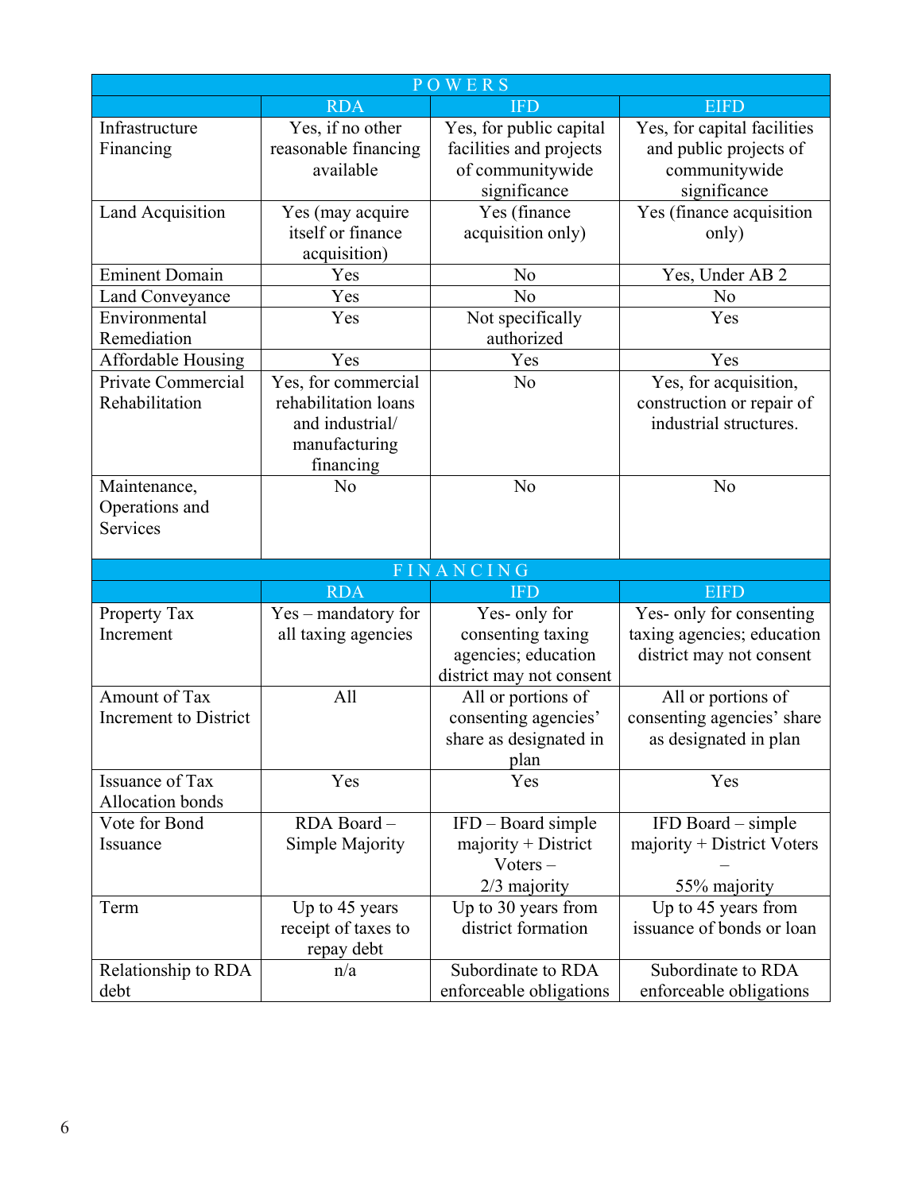| P O W E R S | | | |
|---|---|---|---|
| | RDA | IFD | EIFD |
| Infrastructure Financing | Yes, if no other reasonable financing available | Yes, for public capital facilities and projects of communitywide significance | Yes, for capital facilities and public projects of communitywide significance |
| Land Acquisition | Yes (may acquire itself or finance acquisition) | Yes (finance acquisition only) | Yes (finance acquisition only) |
| Eminent Domain | Yes | No | Yes, Under AB 2 |
| Land Conveyance | Yes | No | No |
| Environmental Remediation | Yes | Not specifically authorized | Yes |
| Affordable Housing | Yes | Yes | Yes |
| Private Commercial Rehabilitation | Yes, for commercial rehabilitation loans and industrial/ manufacturing financing | No | Yes, for acquisition, construction or repair of industrial structures. |
| Maintenance, Operations and Services | No | No | No |
| F I N A N C I N G | | | |
| | RDA | IFD | EIFD |
| Property Tax Increment | Yes – mandatory for all taxing agencies | Yes- only for consenting taxing agencies; education district may not consent | Yes- only for consenting taxing agencies; education district may not consent |
| Amount of Tax Increment to District | All | All or portions of consenting agencies' share as designated in plan | All or portions of consenting agencies' share as designated in plan |
| Issuance of Tax Allocation bonds | Yes | Yes | Yes |
| Vote for Bond Issuance | RDA Board – Simple Majority | IFD – Board simple majority + District Voters – 2/3 majority | IFD Board – simple majority + District Voters – 55% majority |
| Term | Up to 45 years receipt of taxes to repay debt | Up to 30 years from district formation | Up to 45 years from issuance of bonds or loan |
| Relationship to RDA debt | n/a | Subordinate to RDA enforceable obligations | Subordinate to RDA enforceable obligations |